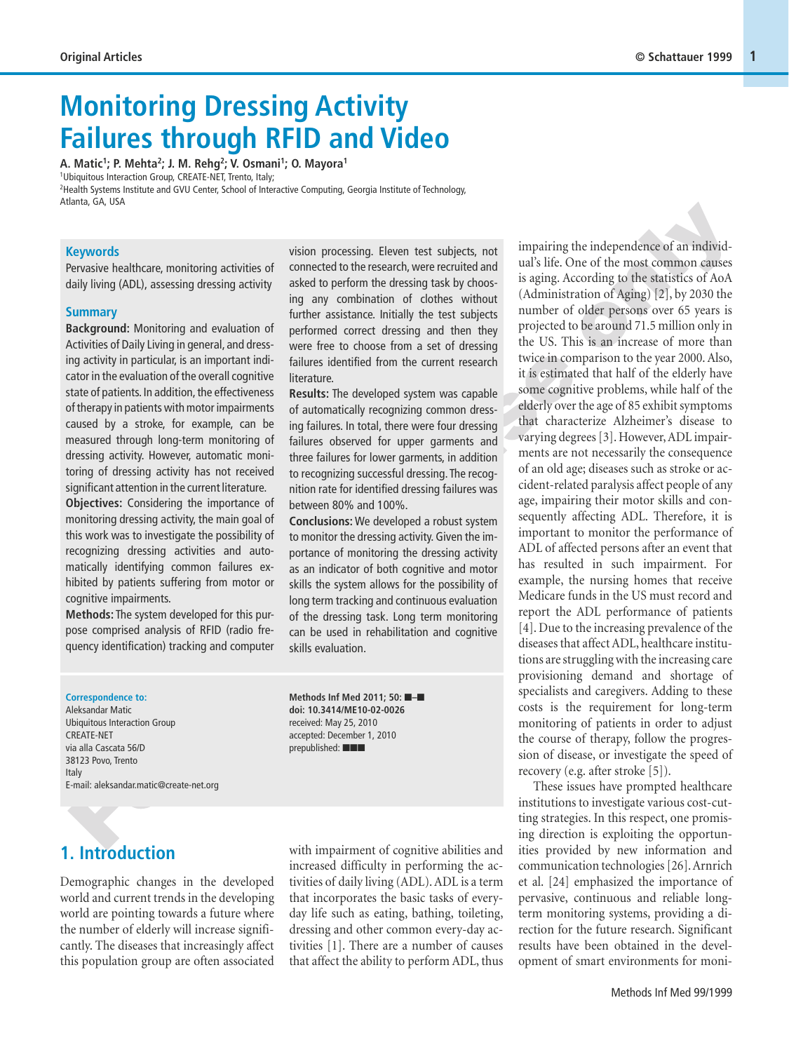Original Articles

# Monitoring Dressing Activity Failures through RFID and Video

A. Matic[1]; P. Mehta[2]; J. M. Rehg[2]; V. Osmani[1]; O. Mayora[1]

[1]Ubiquitous Interaction Group, CREATE-NET, Trento, Italy;
[2]Health Systems Institute and GVU Center, School of Interactive Computing, Georgia Institute of Technology, Atlanta, GA, USA

### Keywords

Pervasive healthcare, monitoring activities of daily living (ADL), assessing dressing activity

### Summary

**Background:** Monitoring and evaluation of Activities of Daily Living in general, and dressing activity in particular, is an important indicator in the evaluation of the overall cognitive state of patients. In addition, the effectiveness of therapy in patients with motor impairments caused by a stroke, for example, can be measured through long-term monitoring of dressing activity. However, automatic monitoring of dressing activity has not received significant attention in the current literature.
**Objectives:** Considering the importance of monitoring dressing activity, the main goal of this work was to investigate the possibility of recognizing dressing activities and automatically identifying common failures exhibited by patients suffering from motor or cognitive impairments.
**Methods:** The system developed for this purpose comprised analysis of RFID (radio frequency identification) tracking and computer vision processing. Eleven test subjects, not connected to the research, were recruited and asked to perform the dressing task by choosing any combination of clothes without further assistance. Initially the test subjects performed correct dressing and then they were free to choose from a set of dressing failures identified from the current research literature.
**Results:** The developed system was capable of automatically recognizing common dressing failures. In total, there were four dressing failures observed for upper garments and three failures for lower garments, in addition to recognizing successful dressing. The recognition rate for identified dressing failures was between 80% and 100%.
**Conclusions:** We developed a robust system to monitor the dressing activity. Given the importance of monitoring the dressing activity as an indicator of both cognitive and motor skills the system allows for the possibility of long term tracking and continuous evaluation of the dressing task. Long term monitoring can be used in rehabilitation and cognitive skills evaluation.

**Correspondence to:**
Aleksandar Matic
Ubiquitous Interaction Group
CREATE-NET
via alla Cascata 56/D
38123 Povo, Trento
Italy
E-mail: aleksandar.matic@create-net.org

**Methods Inf Med 2011; 50: ■–■**
**doi: 10.3414/ME10-02-0026**
received: May 25, 2010
accepted: December 1, 2010
prepublished: ■■■

## 1. Introduction

Demographic changes in the developed world and current trends in the developing world are pointing towards a future where the number of elderly will increase significantly. The diseases that increasingly affect this population group are often associated with impairment of cognitive abilities and increased difficulty in performing the activities of daily living (ADL). ADL is a term that incorporates the basic tasks of everyday life such as eating, bathing, toileting, dressing and other common every-day activities [1]. There are a number of causes that affect the ability to perform ADL, thus impairing the independence of an individual's life. One of the most common causes is aging. According to the statistics of AoA (Administration of Aging) [2], by 2030 the number of older persons over 65 years is projected to be around 71.5 million only in the US. This is an increase of more than twice in comparison to the year 2000. Also, it is estimated that half of the elderly have some cognitive problems, while half of the elderly over the age of 85 exhibit symptoms that characterize Alzheimer's disease to varying degrees [3]. However, ADL impairments are not necessarily the consequence of an old age; diseases such as stroke or accident-related paralysis affect people of any age, impairing their motor skills and consequently affecting ADL. Therefore, it is important to monitor the performance of ADL of affected persons after an event that has resulted in such impairment. For example, the nursing homes that receive Medicare funds in the US must record and report the ADL performance of patients [4]. Due to the increasing prevalence of the diseases that affect ADL, healthcare institutions are struggling with the increasing care provisioning demand and shortage of specialists and caregivers. Adding to these costs is the requirement for long-term monitoring of patients in order to adjust the course of therapy, follow the progression of disease, or investigate the speed of recovery (e.g. after stroke [5]).

These issues have prompted healthcare institutions to investigate various cost-cutting strategies. In this respect, one promising direction is exploiting the opportunities provided by new information and communication technologies [26]. Arnrich et al. [24] emphasized the importance of pervasive, continuous and reliable long-term monitoring systems, providing a direction for the future research. Significant results have been obtained in the development of smart environments for moni-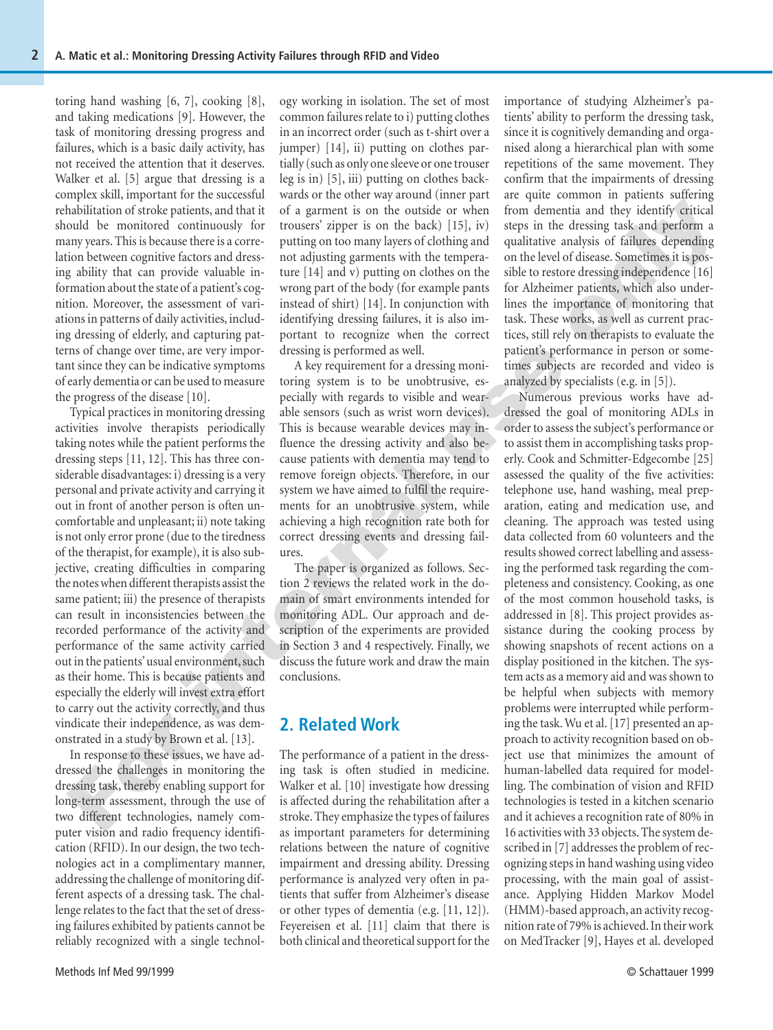toring hand washing [6, 7], cooking [8], and taking medications [9]. However, the task of monitoring dressing progress and failures, which is a basic daily activity, has not received the attention that it deserves. Walker et al. [5] argue that dressing is a complex skill, important for the successful rehabilitation of stroke patients, and that it should be monitored continuously for many years. This is because there is a correlation between cognitive factors and dressing ability that can provide valuable information about the state of a patient's cognition. Moreover, the assessment of variations in patterns of daily activities, including dressing of elderly, and capturing patterns of change over time, are very important since they can be indicative symptoms of early dementia or can be used to measure the progress of the disease [10].

Typical practices in monitoring dressing activities involve therapists periodically taking notes while the patient performs the dressing steps [11, 12]. This has three considerable disadvantages: i) dressing is a very personal and private activity and carrying it out in front of another person is often uncomfortable and unpleasant; ii) note taking is not only error prone (due to the tiredness of the therapist, for example), it is also subjective, creating difficulties in comparing the notes when different therapists assist the same patient; iii) the presence of therapists can result in inconsistencies between the recorded performance of the activity and performance of the same activity carried out in the patients' usual environment, such as their home. This is because patients and especially the elderly will invest extra effort to carry out the activity correctly, and thus vindicate their independence, as was demonstrated in a study by Brown et al. [13].

In response to these issues, we have addressed the challenges in monitoring the dressing task, thereby enabling support for long-term assessment, through the use of two different technologies, namely computer vision and radio frequency identification (RFID). In our design, the two technologies act in a complimentary manner, addressing the challenge of monitoring different aspects of a dressing task. The challenge relates to the fact that the set of dressing failures exhibited by patients cannot be reliably recognized with a single technology working in isolation. The set of most common failures relate to i) putting clothes in an incorrect order (such as t-shirt over a jumper) [14], ii) putting on clothes partially (such as only one sleeve or one trouser leg is in) [5], iii) putting on clothes backwards or the other way around (inner part of a garment is on the outside or when trousers' zipper is on the back) [15], iv) putting on too many layers of clothing and not adjusting garments with the temperature [14] and v) putting on clothes on the wrong part of the body (for example pants instead of shirt) [14]. In conjunction with identifying dressing failures, it is also important to recognize when the correct dressing is performed as well.

A key requirement for a dressing monitoring system is to be unobtrusive, especially with regards to visible and wearable sensors (such as wrist worn devices). This is because wearable devices may influence the dressing activity and also because patients with dementia may tend to remove foreign objects. Therefore, in our system we have aimed to fulfil the requirements for an unobtrusive system, while achieving a high recognition rate both for correct dressing events and dressing failures.

The paper is organized as follows. Section 2 reviews the related work in the domain of smart environments intended for monitoring ADL. Our approach and description of the experiments are provided in Section 3 and 4 respectively. Finally, we discuss the future work and draw the main conclusions.

## 2. Related Work

The performance of a patient in the dressing task is often studied in medicine. Walker et al. [10] investigate how dressing is affected during the rehabilitation after a stroke. They emphasize the types of failures as important parameters for determining relations between the nature of cognitive impairment and dressing ability. Dressing performance is analyzed very often in patients that suffer from Alzheimer's disease or other types of dementia (e.g. [11, 12]). Feyereisen et al. [11] claim that there is both clinical and theoretical support for the importance of studying Alzheimer's patients' ability to perform the dressing task, since it is cognitively demanding and organised along a hierarchical plan with some repetitions of the same movement. They confirm that the impairments of dressing are quite common in patients suffering from dementia and they identify critical steps in the dressing task and perform a qualitative analysis of failures depending on the level of disease. Sometimes it is possible to restore dressing independence [16] for Alzheimer patients, which also underlines the importance of monitoring that task. These works, as well as current practices, still rely on therapists to evaluate the patient's performance in person or sometimes subjects are recorded and video is analyzed by specialists (e.g. in [5]).

Numerous previous works have addressed the goal of monitoring ADLs in order to assess the subject's performance or to assist them in accomplishing tasks properly. Cook and Schmitter-Edgecombe [25] assessed the quality of the five activities: telephone use, hand washing, meal preparation, eating and medication use, and cleaning. The approach was tested using data collected from 60 volunteers and the results showed correct labelling and assessing the performed task regarding the completeness and consistency. Cooking, as one of the most common household tasks, is addressed in [8]. This project provides assistance during the cooking process by showing snapshots of recent actions on a display positioned in the kitchen. The system acts as a memory aid and was shown to be helpful when subjects with memory problems were interrupted while performing the task. Wu et al. [17] presented an approach to activity recognition based on object use that minimizes the amount of human-labelled data required for modelling. The combination of vision and RFID technologies is tested in a kitchen scenario and it achieves a recognition rate of 80% in 16 activities with 33 objects. The system described in [7] addresses the problem of recognizing steps in hand washing using video processing, with the main goal of assistance. Applying Hidden Markov Model (HMM)-based approach, an activity recognition rate of 79% is achieved. In their work on MedTracker [9], Hayes et al. developed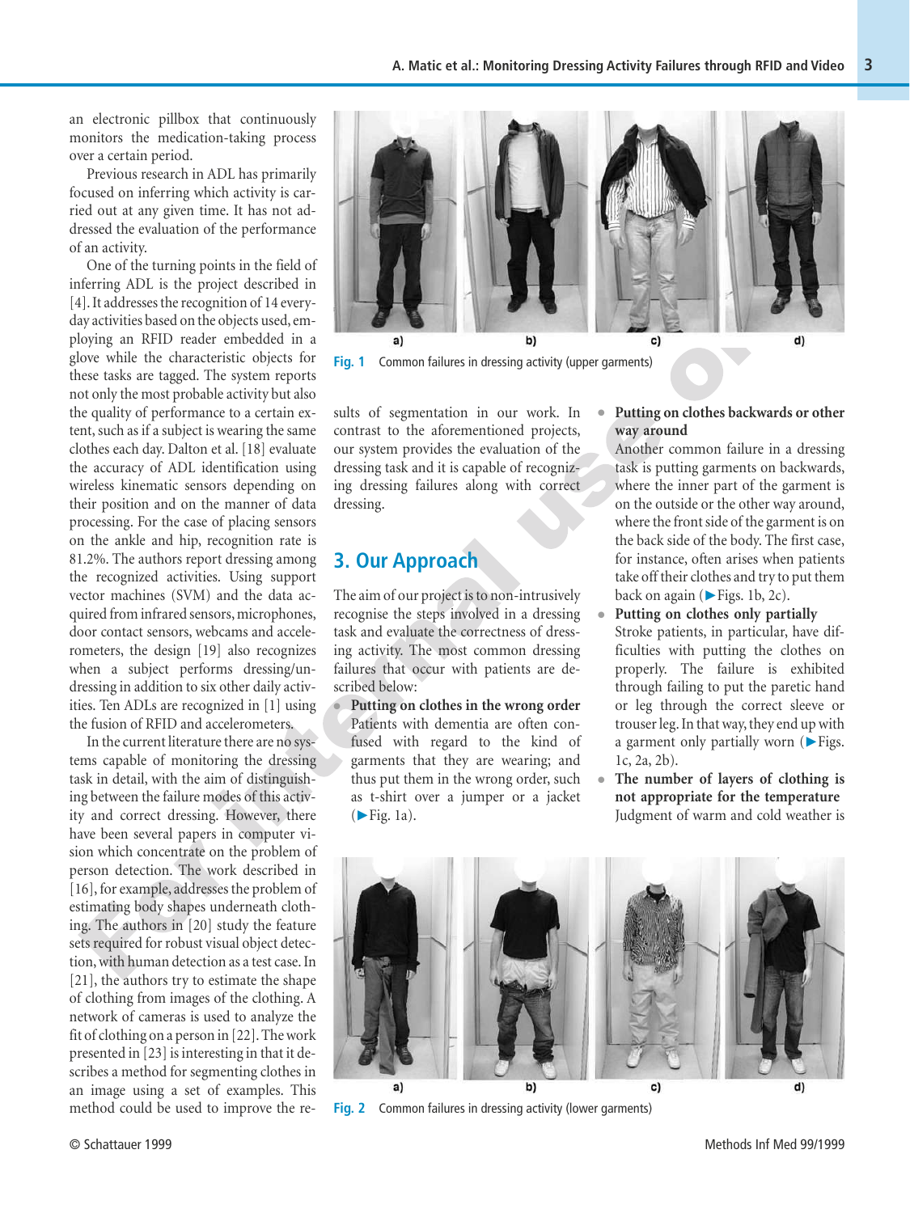an electronic pillbox that continuously monitors the medication-taking process over a certain period.

Previous research in ADL has primarily focused on inferring which activity is carried out at any given time. It has not addressed the evaluation of the performance of an activity.

One of the turning points in the field of inferring ADL is the project described in [4]. It addresses the recognition of 14 everyday activities based on the objects used, employing an RFID reader embedded in a glove while the characteristic objects for these tasks are tagged. The system reports not only the most probable activity but also the quality of performance to a certain extent, such as if a subject is wearing the same clothes each day. Dalton et al. [18] evaluate the accuracy of ADL identification using wireless kinematic sensors depending on their position and on the manner of data processing. For the case of placing sensors on the ankle and hip, recognition rate is 81.2%. The authors report dressing among the recognized activities. Using support vector machines (SVM) and the data acquired from infrared sensors, microphones, door contact sensors, webcams and accelerometers, the design [19] also recognizes when a subject performs dressing/undressing in addition to six other daily activities. Ten ADLs are recognized in [1] using the fusion of RFID and accelerometers.

In the current literature there are no systems capable of monitoring the dressing task in detail, with the aim of distinguishing between the failure modes of this activity and correct dressing. However, there have been several papers in computer vision which concentrate on the problem of person detection. The work described in [16], for example, addresses the problem of estimating body shapes underneath clothing. The authors in [20] study the feature sets required for robust visual object detection, with human detection as a test case. In [21], the authors try to estimate the shape of clothing from images of the clothing. A network of cameras is used to analyze the fit of clothing on a person in [22]. The work presented in [23] is interesting in that it describes a method for segmenting clothes in an image using a set of examples. This method could be used to improve the results of segmentation in our work. In contrast to the aforementioned projects, our system provides the evaluation of the dressing task and it is capable of recognizing dressing failures along with correct dressing.

Fig. 1 Common failures in dressing activity (upper garments)

## 3. Our Approach

The aim of our project is to non-intrusively recognise the steps involved in a dressing task and evaluate the correctness of dressing activity. The most common dressing failures that occur with patients are described below:

- **Putting on clothes in the wrong order**
  Patients with dementia are often confused with regard to the kind of garments that they are wearing; and thus put them in the wrong order, such as t-shirt over a jumper or a jacket (▶Fig. 1a).
- **Putting on clothes backwards or other way around**
  Another common failure in a dressing task is putting garments on backwards, where the inner part of the garment is on the outside or the other way around, where the front side of the garment is on the back side of the body. The first case, for instance, often arises when patients take off their clothes and try to put them back on again (▶Figs. 1b, 2c).
- **Putting on clothes only partially**
  Stroke patients, in particular, have difficulties with putting the clothes on properly. The failure is exhibited through failing to put the paretic hand or leg through the correct sleeve or trouser leg. In that way, they end up with a garment only partially worn (▶Figs. 1c, 2a, 2b).
- **The number of layers of clothing is not appropriate for the temperature**
  Judgment of warm and cold weather is

Fig. 2 Common failures in dressing activity (lower garments)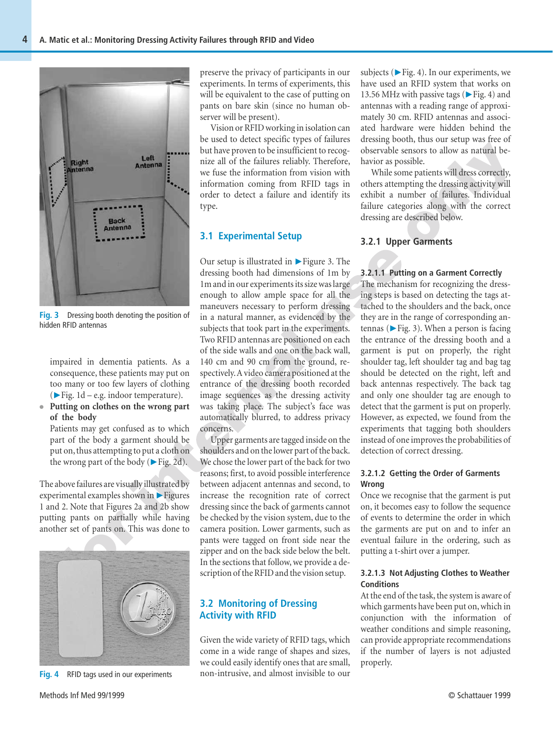Fig. 3 Dressing booth denoting the position of hidden RFID antennas

impaired in dementia patients. As a consequence, these patients may put on too many or too few layers of clothing (►Fig. 1d – e.g. indoor temperature).

- **Putting on clothes on the wrong part of the body**
  Patients may get confused as to which part of the body a garment should be put on, thus attempting to put a cloth on the wrong part of the body (►Fig. 2d).

The above failures are visually illustrated by experimental examples shown in ►Figures 1 and 2. Note that Figures 2a and 2b show putting pants on partially while having another set of pants on. This was done to preserve the privacy of participants in our experiments. In terms of experiments, this will be equivalent to the case of putting on pants on bare skin (since no human observer will be present).

Vision or RFID working in isolation can be used to detect specific types of failures but have proven to be insufficient to recognize all of the failures reliably. Therefore, we fuse the information from vision with information coming from RFID tags in order to detect a failure and identify its type.

## 3.1 Experimental Setup

Our setup is illustrated in ►Figure 3. The dressing booth had dimensions of 1m by 1m and in our experiments its size was large enough to allow ample space for all the maneuvers necessary to perform dressing in a natural manner, as evidenced by the subjects that took part in the experiments. Two RFID antennas are positioned on each of the side walls and one on the back wall, 140 cm and 90 cm from the ground, respectively. A video camera positioned at the entrance of the dressing booth recorded image sequences as the dressing activity was taking place. The subject's face was automatically blurred, to address privacy concerns.

Upper garments are tagged inside on the shoulders and on the lower part of the back. We chose the lower part of the back for two reasons; first, to avoid possible interference between adjacent antennas and second, to increase the recognition rate of correct dressing since the back of garments cannot be checked by the vision system, due to the camera position. Lower garments, such as pants were tagged on front side near the zipper and on the back side below the belt. In the sections that follow, we provide a description of the RFID and the vision setup.

## 3.2 Monitoring of Dressing Activity with RFID

Given the wide variety of RFID tags, which come in a wide range of shapes and sizes, we could easily identify ones that are small, non-intrusive, and almost invisible to our subjects (►Fig. 4). In our experiments, we have used an RFID system that works on 13.56 MHz with passive tags (►Fig. 4) and antennas with a reading range of approximately 30 cm. RFID antennas and associated hardware were hidden behind the dressing booth, thus our setup was free of observable sensors to allow as natural behavior as possible.

While some patients will dress correctly, others attempting the dressing activity will exhibit a number of failures. Individual failure categories along with the correct dressing are described below.

Fig. 4 RFID tags used in our experiments

### 3.2.1 Upper Garments

#### 3.2.1.1 Putting on a Garment Correctly

The mechanism for recognizing the dressing steps is based on detecting the tags attached to the shoulders and the back, once they are in the range of corresponding antennas (►Fig. 3). When a person is facing the entrance of the dressing booth and a garment is put on properly, the right shoulder tag, left shoulder tag and bag tag should be detected on the right, left and back antennas respectively. The back tag and only one shoulder tag are enough to detect that the garment is put on properly. However, as expected, we found from the experiments that tagging both shoulders instead of one improves the probabilities of detection of correct dressing.

#### 3.2.1.2 Getting the Order of Garments Wrong

Once we recognise that the garment is put on, it becomes easy to follow the sequence of events to determine the order in which the garments are put on and to infer an eventual failure in the ordering, such as putting a t-shirt over a jumper.

#### 3.2.1.3 Not Adjusting Clothes to Weather Conditions

At the end of the task, the system is aware of which garments have been put on, which in conjunction with the information of weather conditions and simple reasoning, can provide appropriate recommendations if the number of layers is not adjusted properly.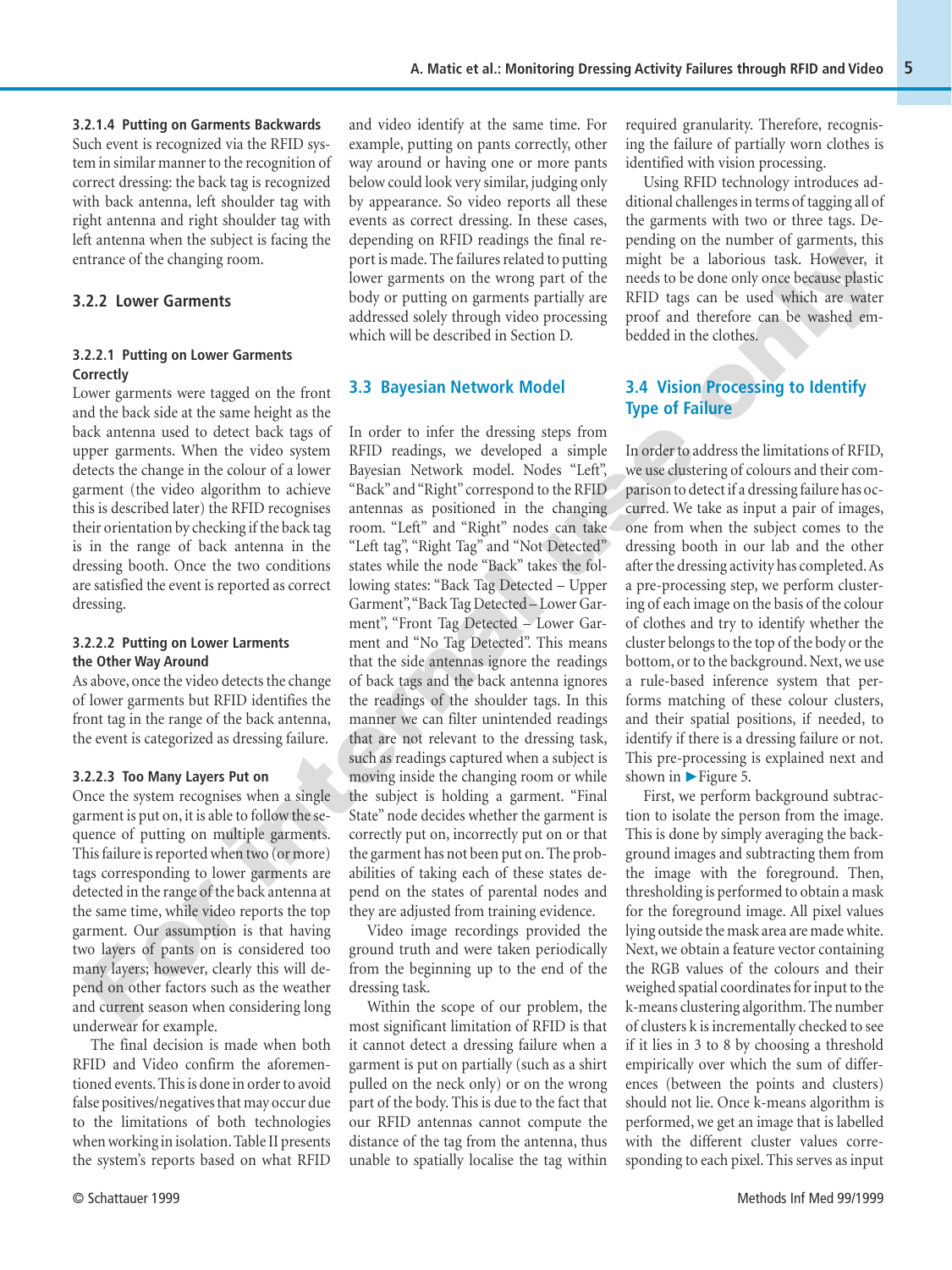#### 3.2.1.4 Putting on Garments Backwards

Such event is recognized via the RFID system in similar manner to the recognition of correct dressing: the back tag is recognized with back antenna, left shoulder tag with right antenna and right shoulder tag with left antenna when the subject is facing the entrance of the changing room.

### 3.2.2 Lower Garments

#### 3.2.2.1 Putting on Lower Garments Correctly

Lower garments were tagged on the front and the back side at the same height as the back antenna used to detect back tags of upper garments. When the video system detects the change in the colour of a lower garment (the video algorithm to achieve this is described later) the RFID recognises their orientation by checking if the back tag is in the range of back antenna in the dressing booth. Once the two conditions are satisfied the event is reported as correct dressing.

#### 3.2.2.2 Putting on Lower Larments the Other Way Around

As above, once the video detects the change of lower garments but RFID identifies the front tag in the range of the back antenna, the event is categorized as dressing failure.

#### 3.2.2.3 Too Many Layers Put on

Once the system recognises when a single garment is put on, it is able to follow the sequence of putting on multiple garments. This failure is reported when two (or more) tags corresponding to lower garments are detected in the range of the back antenna at the same time, while video reports the top garment. Our assumption is that having two layers of pants on is considered too many layers; however, clearly this will depend on other factors such as the weather and current season when considering long underwear for example.

The final decision is made when both RFID and Video confirm the aforementioned events. This is done in order to avoid false positives/negatives that may occur due to the limitations of both technologies when working in isolation. Table II presents the system's reports based on what RFID and video identify at the same time. For example, putting on pants correctly, other way around or having one or more pants below could look very similar, judging only by appearance. So video reports all these events as correct dressing. In these cases, depending on RFID readings the final report is made. The failures related to putting lower garments on the wrong part of the body or putting on garments partially are addressed solely through video processing which will be described in Section D.

## 3.3 Bayesian Network Model

In order to infer the dressing steps from RFID readings, we developed a simple Bayesian Network model. Nodes "Left", "Back" and "Right" correspond to the RFID antennas as positioned in the changing room. "Left" and "Right" nodes can take "Left tag", "Right Tag" and "Not Detected" states while the node "Back" takes the following states: "Back Tag Detected – Upper Garment", "Back Tag Detected – Lower Garment", "Front Tag Detected – Lower Garment and "No Tag Detected". This means that the side antennas ignore the readings of back tags and the back antenna ignores the readings of the shoulder tags. In this manner we can filter unintended readings that are not relevant to the dressing task, such as readings captured when a subject is moving inside the changing room or while the subject is holding a garment. "Final State" node decides whether the garment is correctly put on, incorrectly put on or that the garment has not been put on. The probabilities of taking each of these states depend on the states of parental nodes and they are adjusted from training evidence.

Video image recordings provided the ground truth and were taken periodically from the beginning up to the end of the dressing task.

Within the scope of our problem, the most significant limitation of RFID is that it cannot detect a dressing failure when a garment is put on partially (such as a shirt pulled on the neck only) or on the wrong part of the body. This is due to the fact that our RFID antennas cannot compute the distance of the tag from the antenna, thus unable to spatially localise the tag within required granularity. Therefore, recognising the failure of partially worn clothes is identified with vision processing.

Using RFID technology introduces additional challenges in terms of tagging all of the garments with two or three tags. Depending on the number of garments, this might be a laborious task. However, it needs to be done only once because plastic RFID tags can be used which are water proof and therefore can be washed embedded in the clothes.

## 3.4 Vision Processing to Identify Type of Failure

In order to address the limitations of RFID, we use clustering of colours and their comparison to detect if a dressing failure has occurred. We take as input a pair of images, one from when the subject comes to the dressing booth in our lab and the other after the dressing activity has completed. As a pre-processing step, we perform clustering of each image on the basis of the colour of clothes and try to identify whether the cluster belongs to the top of the body or the bottom, or to the background. Next, we use a rule-based inference system that performs matching of these colour clusters, and their spatial positions, if needed, to identify if there is a dressing failure or not. This pre-processing is explained next and shown in ▶ Figure 5.

First, we perform background subtraction to isolate the person from the image. This is done by simply averaging the background images and subtracting them from the image with the foreground. Then, thresholding is performed to obtain a mask for the foreground image. All pixel values lying outside the mask area are made white. Next, we obtain a feature vector containing the RGB values of the colours and their weighed spatial coordinates for input to the k-means clustering algorithm. The number of clusters k is incrementally checked to see if it lies in 3 to 8 by choosing a threshold empirically over which the sum of differences (between the points and clusters) should not lie. Once k-means algorithm is performed, we get an image that is labelled with the different cluster values corresponding to each pixel. This serves as input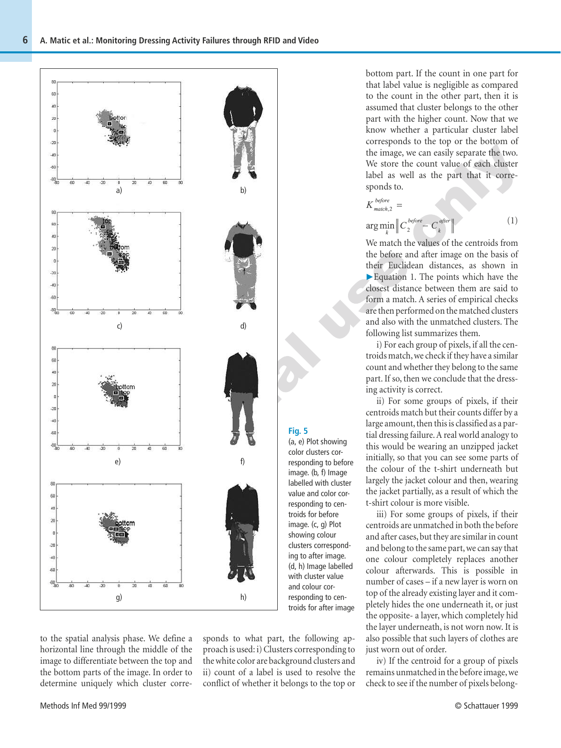a) b) c) d) e) f) g) h)

**Fig. 5**
(a, e) Plot showing color clusters corresponding to before image. (b, f) Image labelled with cluster value and color corresponding to centroids for before image. (c, g) Plot showing colour clusters corresponding to after image. (d, h) Image labelled with cluster value and colour corresponding to centroids for after image

to the spatial analysis phase. We define a horizontal line through the middle of the image to differentiate between the top and the bottom parts of the image. In order to determine uniquely which cluster corresponds to what part, the following approach is used: i) Clusters corresponding to the white color are background clusters and ii) count of a label is used to resolve the conflict of whether it belongs to the top or bottom part. If the count in one part for that label value is negligible as compared to the count in the other part, then it is assumed that cluster belongs to the other part with the higher count. Now that we know whether a particular cluster label corresponds to the top or the bottom of the image, we can easily separate the two. We store the count value of each cluster label as well as the part that it corresponds to.

$$K_{match,2}^{before} = \arg\min_{k} \left\| C_2^{before} - C_k^{after} \right\| \quad (1)$$

We match the values of the centroids from the before and after image on the basis of their Euclidean distances, as shown in ▶Equation 1. The points which have the closest distance between them are said to form a match. A series of empirical checks are then performed on the matched clusters and also with the unmatched clusters. The following list summarizes them.

i) For each group of pixels, if all the centroids match, we check if they have a similar count and whether they belong to the same part. If so, then we conclude that the dressing activity is correct.

ii) For some groups of pixels, if their centroids match but their counts differ by a large amount, then this is classified as a partial dressing failure. A real world analogy to this would be wearing an unzipped jacket initially, so that you can see some parts of the colour of the t-shirt underneath but largely the jacket colour and then, wearing the jacket partially, as a result of which the t-shirt colour is more visible.

iii) For some groups of pixels, if their centroids are unmatched in both the before and after cases, but they are similar in count and belong to the same part, we can say that one colour completely replaces another colour afterwards. This is possible in number of cases – if a new layer is worn on top of the already existing layer and it completely hides the one underneath it, or just the opposite- a layer, which completely hid the layer underneath, is not worn now. It is also possible that such layers of clothes are just worn out of order.

iv) If the centroid for a group of pixels remains unmatched in the before image, we check to see if the number of pixels belong-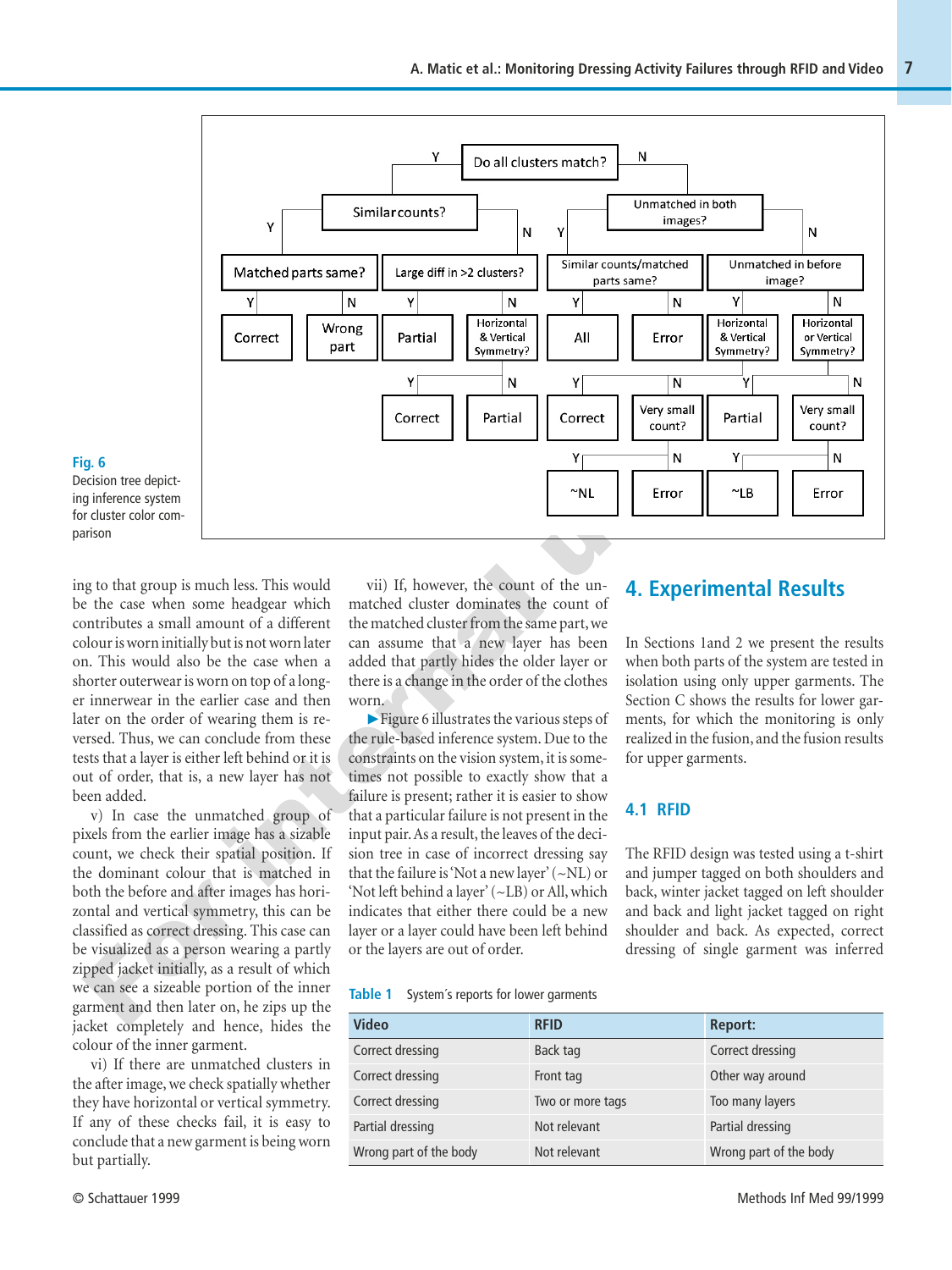Do all clusters match?
Y
N
Similar counts?
Y
N
Unmatched in both images?
Y
N
Matched parts same?
Y
N
Large diff in >2 clusters?
Y
N
Similar counts/matched parts same?
Y
N
Unmatched in before image?
Y
N
Correct
Wrong part
Partial
Horizontal & Vertical Symmetry?
Y
N
All
Error
Horizontal & Vertical Symmetry?
Y
N
Horizontal or Vertical Symmetry?
Y
N
Correct
Partial
Correct
Very small count?
Y
N
Partial
Very small count?
Y
N
~NL
Error
~LB
Error

**Fig. 6** Decision tree depicting inference system for cluster color comparison

ing to that group is much less. This would be the case when some headgear which contributes a small amount of a different colour is worn initially but is not worn later on. This would also be the case when a shorter outerwear is worn on top of a longer innerwear in the earlier case and then later on the order of wearing them is reversed. Thus, we can conclude from these tests that a layer is either left behind or it is out of order, that is, a new layer has not been added.

v) In case the unmatched group of pixels from the earlier image has a sizable count, we check their spatial position. If the dominant colour that is matched in both the before and after images has horizontal and vertical symmetry, this can be classified as correct dressing. This case can be visualized as a person wearing a partly zipped jacket initially, as a result of which we can see a sizeable portion of the inner garment and then later on, he zips up the jacket completely and hence, hides the colour of the inner garment.

vi) If there are unmatched clusters in the after image, we check spatially whether they have horizontal or vertical symmetry. If any of these checks fail, it is easy to conclude that a new garment is being worn but partially.

vii) If, however, the count of the unmatched cluster dominates the count of the matched cluster from the same part, we can assume that a new layer has been added that partly hides the older layer or there is a change in the order of the clothes worn.

▶Figure 6 illustrates the various steps of the rule-based inference system. Due to the constraints on the vision system, it is sometimes not possible to exactly show that a failure is present; rather it is easier to show that a particular failure is not present in the input pair. As a result, the leaves of the decision tree in case of incorrect dressing say that the failure is 'Not a new layer' (~NL) or 'Not left behind a layer' (~LB) or All, which indicates that either there could be a new layer or a layer could have been left behind or the layers are out of order.

## 4. Experimental Results

In Sections 1and 2 we present the results when both parts of the system are tested in isolation using only upper garments. The Section C shows the results for lower garments, for which the monitoring is only realized in the fusion, and the fusion results for upper garments.

### 4.1 RFID

The RFID design was tested using a t-shirt and jumper tagged on both shoulders and back, winter jacket tagged on left shoulder and back and light jacket tagged on right shoulder and back. As expected, correct dressing of single garment was inferred

**Table 1** System's reports for lower garments

| Video | RFID | Report: |
|---|---|---|
| Correct dressing | Back tag | Correct dressing |
| Correct dressing | Front tag | Other way around |
| Correct dressing | Two or more tags | Too many layers |
| Partial dressing | Not relevant | Partial dressing |
| Wrong part of the body | Not relevant | Wrong part of the body |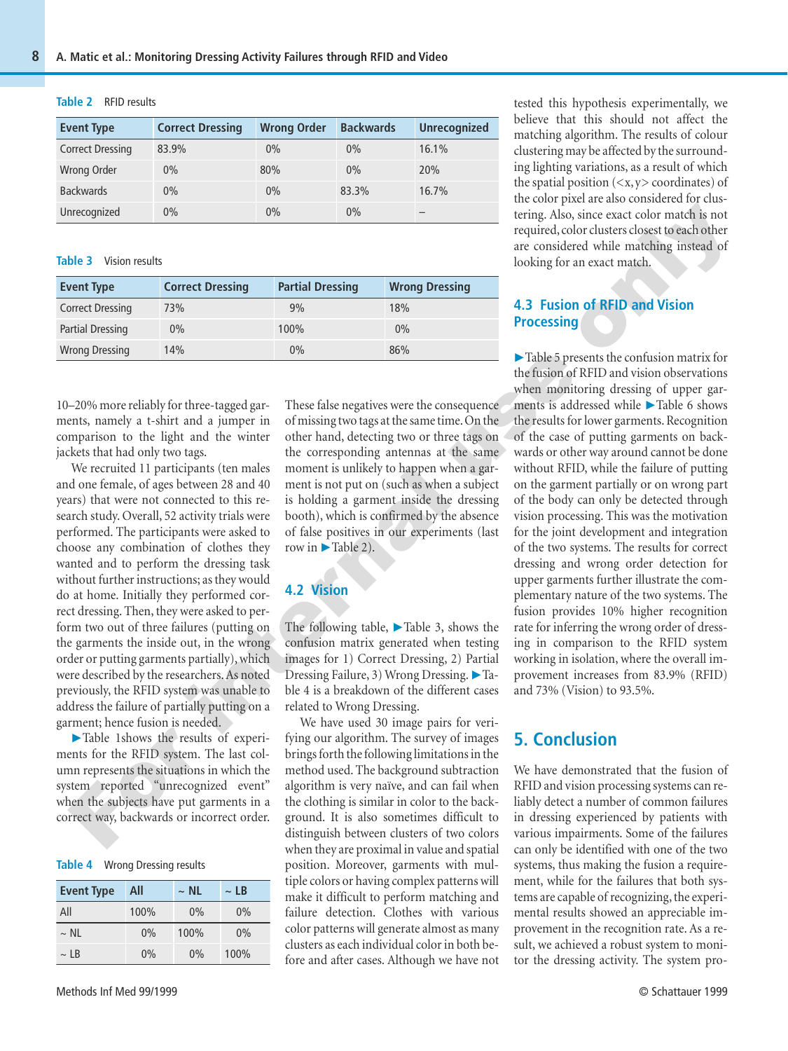Table 2 RFID results

| Event Type | Correct Dressing | Wrong Order | Backwards | Unrecognized |
|---|---|---|---|---|
| Correct Dressing | 83.9% | 0% | 0% | 16.1% |
| Wrong Order | 0% | 80% | 0% | 20% |
| Backwards | 0% | 0% | 83.3% | 16.7% |
| Unrecognized | 0% | 0% | 0% | – |

Table 3 Vision results

| Event Type | Correct Dressing | Partial Dressing | Wrong Dressing |
|---|---|---|---|
| Correct Dressing | 73% | 9% | 18% |
| Partial Dressing | 0% | 100% | 0% |
| Wrong Dressing | 14% | 0% | 86% |

10–20% more reliably for three-tagged garments, namely a t-shirt and a jumper in comparison to the light and the winter jackets that had only two tags.

We recruited 11 participants (ten males and one female, of ages between 28 and 40 years) that were not connected to this research study. Overall, 52 activity trials were performed. The participants were asked to choose any combination of clothes they wanted and to perform the dressing task without further instructions; as they would do at home. Initially they performed correct dressing. Then, they were asked to perform two out of three failures (putting on the garments the inside out, in the wrong order or putting garments partially), which were described by the researchers. As noted previously, the RFID system was unable to address the failure of partially putting on a garment; hence fusion is needed.

►Table 1shows the results of experiments for the RFID system. The last column represents the situations in which the system reported "unrecognized event" when the subjects have put garments in a correct way, backwards or incorrect order.

Table 4 Wrong Dressing results

| Event Type | All | ~ NL | ~ LB |
|---|---|---|---|
| All | 100% | 0% | 0% |
| ~ NL | 0% | 100% | 0% |
| ~ LB | 0% | 0% | 100% |

These false negatives were the consequence of missing two tags at the same time. On the other hand, detecting two or three tags on the corresponding antennas at the same moment is unlikely to happen when a garment is not put on (such as when a subject is holding a garment inside the dressing booth), which is confirmed by the absence of false positives in our experiments (last row in ►Table 2).

## 4.2 Vision

The following table, ►Table 3, shows the confusion matrix generated when testing images for 1) Correct Dressing, 2) Partial Dressing Failure, 3) Wrong Dressing. ►Table 4 is a breakdown of the different cases related to Wrong Dressing.

We have used 30 image pairs for verifying our algorithm. The survey of images brings forth the following limitations in the method used. The background subtraction algorithm is very naïve, and can fail when the clothing is similar in color to the background. It is also sometimes difficult to distinguish between clusters of two colors when they are proximal in value and spatial position. Moreover, garments with multiple colors or having complex patterns will make it difficult to perform matching and failure detection. Clothes with various color patterns will generate almost as many clusters as each individual color in both before and after cases. Although we have not tested this hypothesis experimentally, we believe that this should not affect the matching algorithm. The results of colour clustering may be affected by the surrounding lighting variations, as a result of which the spatial position (<x,y> coordinates) of the color pixel are also considered for clustering. Also, since exact color match is not required, color clusters closest to each other are considered while matching instead of looking for an exact match.

## 4.3 Fusion of RFID and Vision Processing

►Table 5 presents the confusion matrix for the fusion of RFID and vision observations when monitoring dressing of upper garments is addressed while ►Table 6 shows the results for lower garments. Recognition of the case of putting garments on backwards or other way around cannot be done without RFID, while the failure of putting on the garment partially or on wrong part of the body can only be detected through vision processing. This was the motivation for the joint development and integration of the two systems. The results for correct dressing and wrong order detection for upper garments further illustrate the complementary nature of the two systems. The fusion provides 10% higher recognition rate for inferring the wrong order of dressing in comparison to the RFID system working in isolation, where the overall improvement increases from 83.9% (RFID) and 73% (Vision) to 93.5%.

# 5. Conclusion

We have demonstrated that the fusion of RFID and vision processing systems can reliably detect a number of common failures in dressing experienced by patients with various impairments. Some of the failures can only be identified with one of the two systems, thus making the fusion a requirement, while for the failures that both systems are capable of recognizing, the experimental results showed an appreciable improvement in the recognition rate. As a result, we achieved a robust system to monitor the dressing activity. The system pro-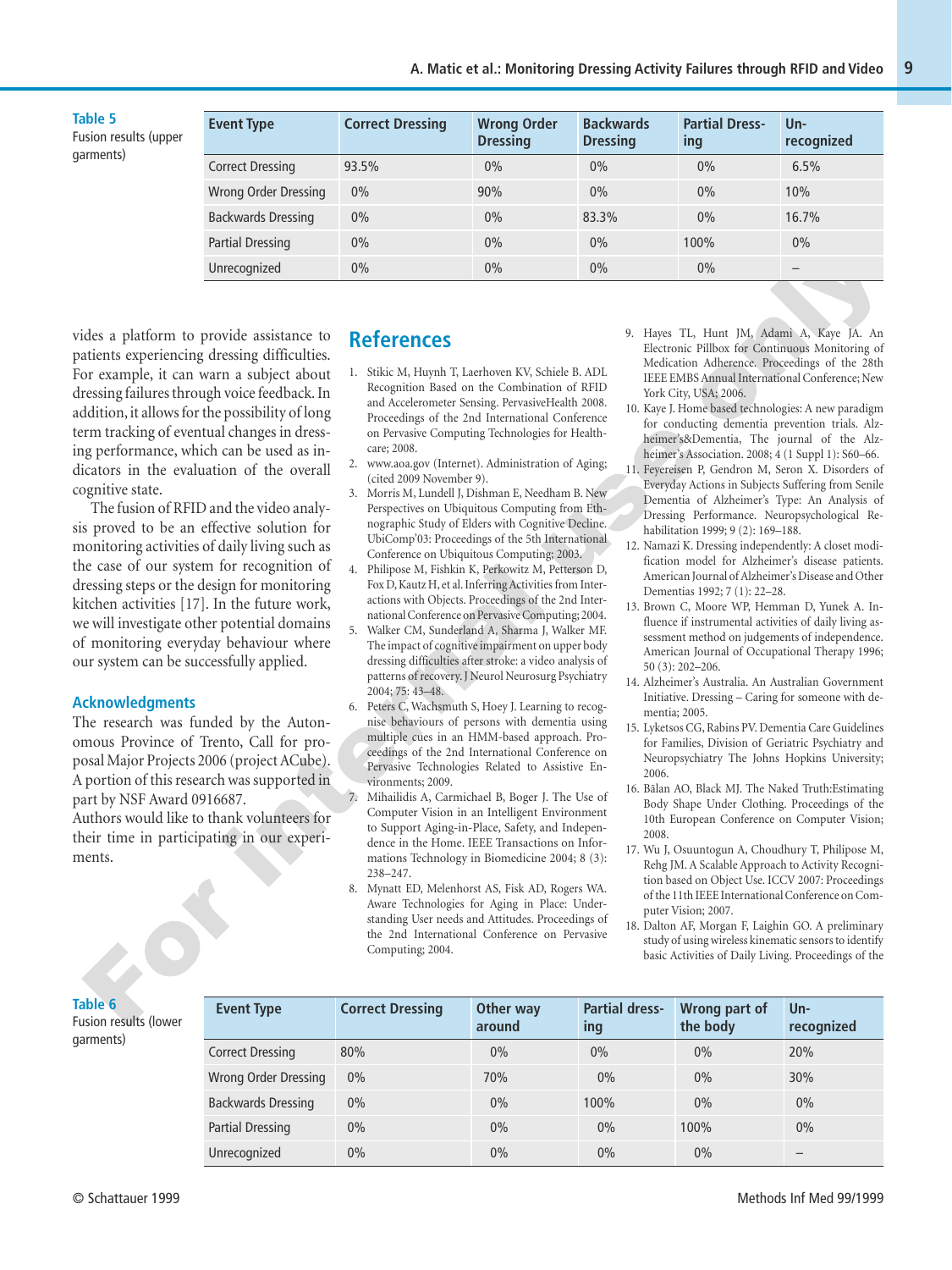**Table 5** Fusion results (upper garments)

| Event Type | Correct Dressing | Wrong Order Dressing | Backwards Dressing | Partial Dressing | Unrecognized |
|---|---|---|---|---|---|
| Correct Dressing | 93.5% | 0% | 0% | 0% | 6.5% |
| Wrong Order Dressing | 0% | 90% | 0% | 0% | 10% |
| Backwards Dressing | 0% | 0% | 83.3% | 0% | 16.7% |
| Partial Dressing | 0% | 0% | 0% | 100% | 0% |
| Unrecognized | 0% | 0% | 0% | 0% | – |

vides a platform to provide assistance to patients experiencing dressing difficulties. For example, it can warn a subject about dressing failures through voice feedback. In addition, it allows for the possibility of long term tracking of eventual changes in dressing performance, which can be used as indicators in the evaluation of the overall cognitive state.

The fusion of RFID and the video analysis proved to be an effective solution for monitoring activities of daily living such as the case of our system for recognition of dressing steps or the design for monitoring kitchen activities [17]. In the future work, we will investigate other potential domains of monitoring everyday behaviour where our system can be successfully applied.

## Acknowledgments

The research was funded by the Autonomous Province of Trento, Call for proposal Major Projects 2006 (project ACube). A portion of this research was supported in part by NSF Award 0916687.

Authors would like to thank volunteers for their time in participating in our experiments.

## References

1. Stikic M, Huynh T, Laerhoven KV, Schiele B. ADL Recognition Based on the Combination of RFID and Accelerometer Sensing. PervasiveHealth 2008. Proceedings of the 2nd International Conference on Pervasive Computing Technologies for Healthcare; 2008.
2. www.aoa.gov (Internet). Administration of Aging; (cited 2009 November 9).
3. Morris M, Lundell J, Dishman E, Needham B. New Perspectives on Ubiquitous Computing from Ethnographic Study of Elders with Cognitive Decline. UbiComp'03: Proceedings of the 5th International Conference on Ubiquitous Computing; 2003.
4. Philipose M, Fishkin K, Perkowitz M, Petterson D, Fox D, Kautz H, et al. Inferring Activities from Interactions with Objects. Proceedings of the 2nd International Conference on Pervasive Computing; 2004.
5. Walker CM, Sunderland A, Sharma J, Walker MF. The impact of cognitive impairment on upper body dressing difficulties after stroke: a video analysis of patterns of recovery. J Neurol Neurosurg Psychiatry 2004; 75: 43–48.
6. Peters C, Wachsmuth S, Hoey J. Learning to recognise behaviours of persons with dementia using multiple cues in an HMM-based approach. Proceedings of the 2nd International Conference on Pervasive Technologies Related to Assistive Environments; 2009.
7. Mihailidis A, Carmichael B, Boger J. The Use of Computer Vision in an Intelligent Environment to Support Aging-in-Place, Safety, and Independence in the Home. IEEE Transactions on Informations Technology in Biomedicine 2004; 8 (3): 238–247.
8. Mynatt ED, Melenhorst AS, Fisk AD, Rogers WA. Aware Technologies for Aging in Place: Understanding User needs and Attitudes. Proceedings of the 2nd International Conference on Pervasive Computing; 2004.
9. Hayes TL, Hunt JM, Adami A, Kaye JA. An Electronic Pillbox for Continuous Monitoring of Medication Adherence. Proceedings of the 28th IEEE EMBS Annual International Conference; New York City, USA; 2006.
10. Kaye J. Home based technologies: A new paradigm for conducting dementia prevention trials. Alzheimer's&Dementia, The journal of the Alzheimer's Association. 2008; 4 (1 Suppl 1): S60–66.
11. Feyereisen P, Gendron M, Seron X. Disorders of Everyday Actions in Subjects Suffering from Senile Dementia of Alzheimer's Type: An Analysis of Dressing Performance. Neuropsychological Rehabilitation 1999; 9 (2): 169–188.
12. Namazi K. Dressing independently: A closet modification model for Alzheimer's disease patients. American Journal of Alzheimer's Disease and Other Dementias 1992; 7 (1): 22–28.
13. Brown C, Moore WP, Hemman D, Yunek A. Influence if instrumental activities of daily living assessment method on judgements of independence. American Journal of Occupational Therapy 1996; 50 (3): 202–206.
14. Alzheimer's Australia. An Australian Government Initiative. Dressing – Caring for someone with dementia; 2005.
15. Lyketsos CG, Rabins PV. Dementia Care Guidelines for Families, Division of Geriatric Psychiatry and Neuropsychiatry The Johns Hopkins University; 2006.
16. Bălan AO, Black MJ. The Naked Truth:Estimating Body Shape Under Clothing. Proceedings of the 10th European Conference on Computer Vision; 2008.
17. Wu J, Osuuntogun A, Choudhury T, Philipose M, Rehg JM. A Scalable Approach to Activity Recognition based on Object Use. ICCV 2007: Proceedings of the 11th IEEE International Conference on Computer Vision; 2007.
18. Dalton AF, Morgan F, Laighin GO. A preliminary study of using wireless kinematic sensors to identify basic Activities of Daily Living. Proceedings of the

**Table 6** Fusion results (lower garments)

| Event Type | Correct Dressing | Other way around | Partial dressing | Wrong part of the body | Unrecognized |
|---|---|---|---|---|---|
| Correct Dressing | 80% | 0% | 0% | 0% | 20% |
| Wrong Order Dressing | 0% | 70% | 0% | 0% | 30% |
| Backwards Dressing | 0% | 0% | 100% | 0% | 0% |
| Partial Dressing | 0% | 0% | 0% | 100% | 0% |
| Unrecognized | 0% | 0% | 0% | 0% | – |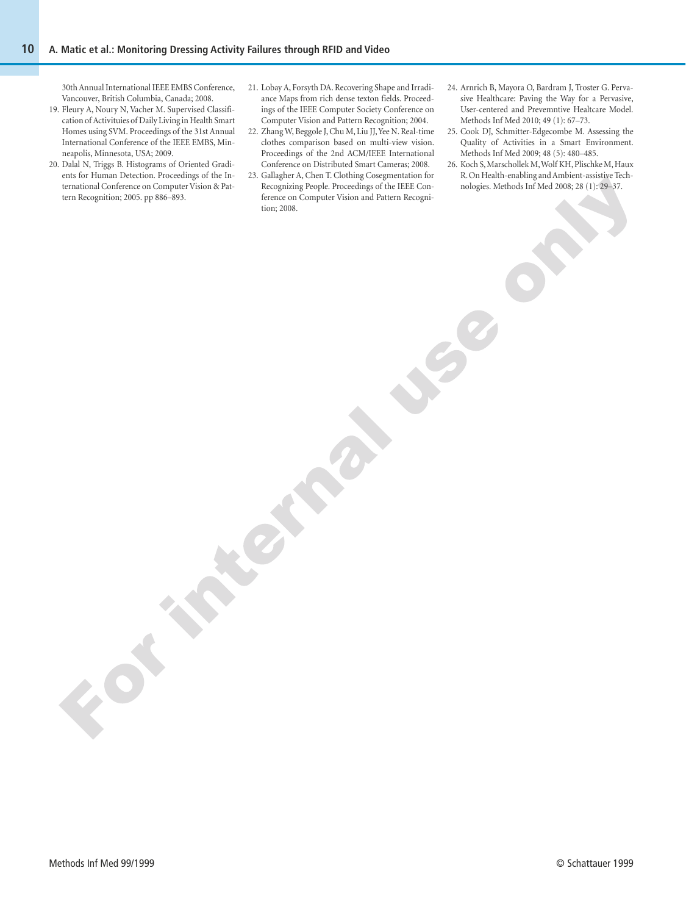30th Annual International IEEE EMBS Conference, Vancouver, British Columbia, Canada; 2008.

19. Fleury A, Noury N, Vacher M. Supervised Classification of Activituies of Daily Living in Health Smart Homes using SVM. Proceedings of the 31st Annual International Conference of the IEEE EMBS, Minneapolis, Minnesota, USA; 2009.
20. Dalal N, Triggs B. Histograms of Oriented Gradients for Human Detection. Proceedings of the International Conference on Computer Vision & Pattern Recognition; 2005. pp 886–893.
21. Lobay A, Forsyth DA. Recovering Shape and Irradiance Maps from rich dense texton fields. Proceedings of the IEEE Computer Society Conference on Computer Vision and Pattern Recognition; 2004.
22. Zhang W, Beggole J, Chu M, Liu JJ, Yee N. Real-time clothes comparison based on multi-view vision. Proceedings of the 2nd ACM/IEEE International Conference on Distributed Smart Cameras; 2008.
23. Gallagher A, Chen T. Clothing Cosegmentation for Recognizing People. Proceedings of the IEEE Conference on Computer Vision and Pattern Recognition; 2008.
24. Arnrich B, Mayora O, Bardram J, Troster G. Pervasive Healthcare: Paving the Way for a Pervasive, User-centered and Prevemntive Healtcare Model. Methods Inf Med 2010; 49 (1): 67–73.
25. Cook DJ, Schmitter-Edgecombe M. Assessing the Quality of Activities in a Smart Environment. Methods Inf Med 2009; 48 (5): 480–485.
26. Koch S, Marschollek M, Wolf KH, Plischke M, Haux R. On Health-enabling and Ambient-assistive Technologies. Methods Inf Med 2008; 28 (1): 29–37.